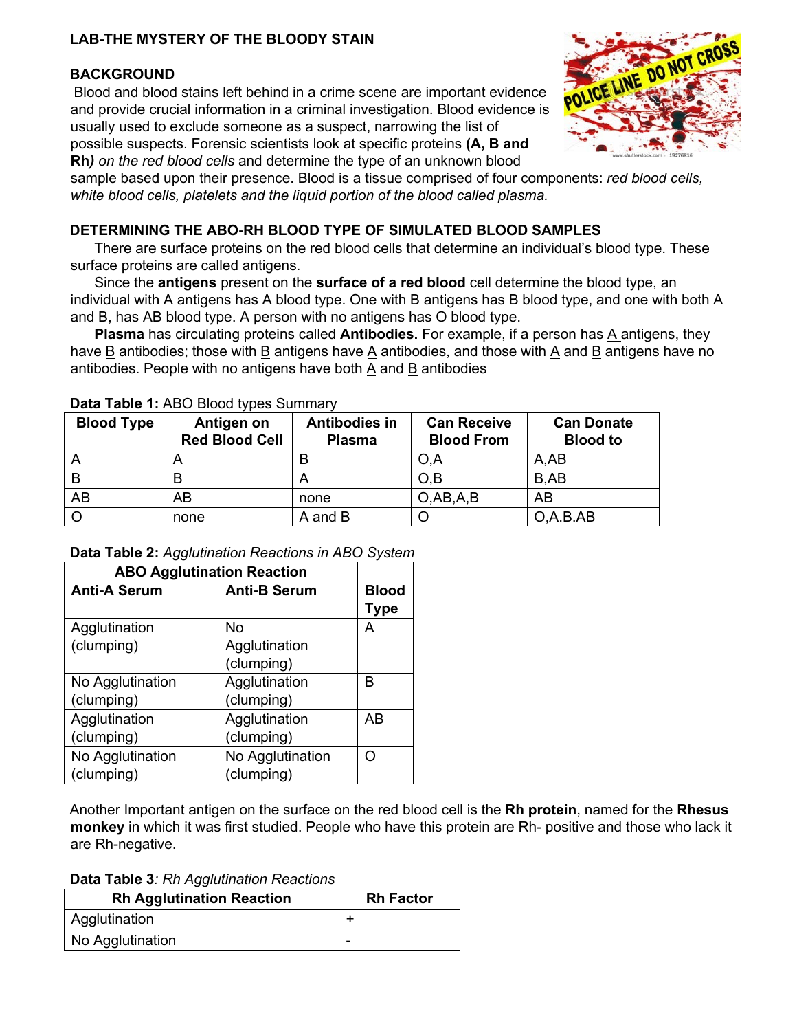# LAB-THE MYSTERY OF THE BLOODY STAIN

## BACKGROUND

Blood and blood stains left behind in a crime scene are important evidence and provide crucial information in a criminal investigation. Blood evidence is usually used to exclude someone as a suspect, narrowing the list of possible suspects. Forensic scientists look at specific proteins **(A, B and Rh**) *on the red blood cells* and determine the type of an unknown blood sample based upon their presence. Blood is a tissue comprised of four components: *red blood cells, white blood cells, platelets and the liquid portion of the blood called plasma.*

## DETERMINING THE ABO-RH BLOOD TYPE OF SIMULATED BLOOD SAMPLES

There are surface proteins on the red blood cells that determine an individual's blood type. These surface proteins are called antigens.

Since the **antigens** present on the **surface of a red blood** cell determine the blood type, an individual with A antigens has A blood type. One with B antigens has B blood type, and one with both A and B, has AB blood type. A person with no antigens has O blood type.

**Plasma** has circulating proteins called **Antibodies.** For example, if a person has A antigens, they have B antibodies; those with B antigens have A antibodies, and those with A and B antigens have no antibodies. People with no antigens have both A and B antibodies

**Data Table 1:** ABO Blood types Summary

| Blood Type | Antigen on Red Blood Cell | Antibodies in Plasma | Can Receive Blood From | Can Donate Blood to |
|---|---|---|---|---|
| A | A | B | O,A | A,AB |
| B | B | A | O,B | B,AB |
| AB | AB | none | O,AB,A,B | AB |
| O | none | A and B | O | O,A.B.AB |

**Data Table 2:** *Agglutination Reactions in ABO System*

| ABO Agglutination Reaction | | |
|---|---|---|
| **Anti-A Serum** | **Anti-B Serum** | **Blood Type** |
| Agglutination (clumping) | No Agglutination (clumping) | A |
| No Agglutination (clumping) | Agglutination (clumping) | B |
| Agglutination (clumping) | Agglutination (clumping) | AB |
| No Agglutination (clumping) | No Agglutination (clumping) | O |

Another Important antigen on the surface on the red blood cell is the **Rh protein**, named for the **Rhesus monkey** in which it was first studied. People who have this protein are Rh- positive and those who lack it are Rh-negative.

**Data Table 3**: *Rh Agglutination Reactions*

| Rh Agglutination Reaction | Rh Factor |
|---|---|
| Agglutination | + |
| No Agglutination | - |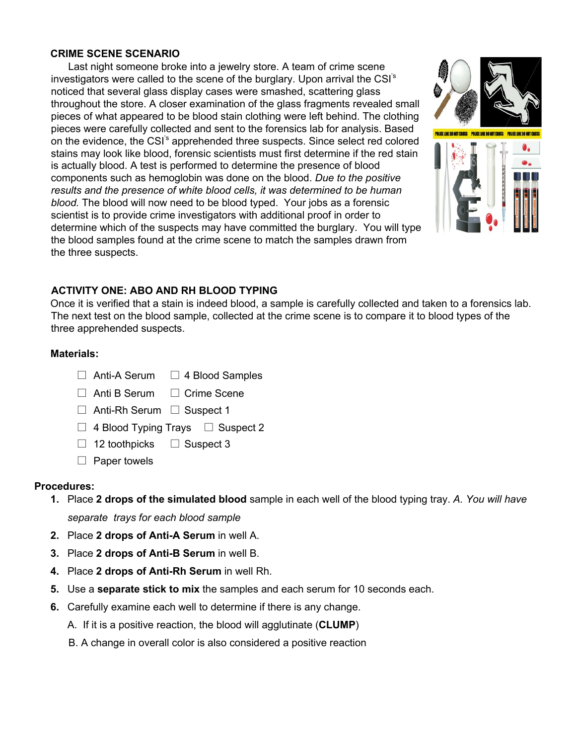## CRIME SCENE SCENARIO

Last night someone broke into a jewelry store. A team of crime scene investigators were called to the scene of the burglary. Upon arrival the CSI's noticed that several glass display cases were smashed, scattering glass throughout the store. A closer examination of the glass fragments revealed small pieces of what appeared to be blood stain clothing were left behind. The clothing pieces were carefully collected and sent to the forensics lab for analysis. Based on the evidence, the CSI's apprehended three suspects. Since select red colored stains may look like blood, forensic scientists must first determine if the red stain is actually blood. A test is performed to determine the presence of blood components such as hemoglobin was done on the blood. *Due to the positive results and the presence of white blood cells, it was determined to be human blood.* The blood will now need to be blood typed. Your jobs as a forensic scientist is to provide crime investigators with additional proof in order to determine which of the suspects may have committed the burglary. You will type the blood samples found at the crime scene to match the samples drawn from the three suspects.

## ACTIVITY ONE: ABO AND RH BLOOD TYPING

Once it is verified that a stain is indeed blood, a sample is carefully collected and taken to a forensics lab. The next test on the blood sample, collected at the crime scene is to compare it to blood types of the three apprehended suspects.

**Materials:**

- ☐ Anti-A Serum
- ☐ Anti B Serum
- ☐ Anti-Rh Serum
- ☐ 4 Blood Typing Trays
- ☐ 12 toothpicks
- ☐ Paper towels
- ☐ 4 Blood Samples
- ☐ Crime Scene
- ☐ Suspect 1
- ☐ Suspect 2
- ☐ Suspect 3

**Procedures:**

1. Place **2 drops of the simulated blood** sample in each well of the blood typing tray. *A. You will have separate trays for each blood sample*
2. Place **2 drops of Anti-A Serum** in well A.
3. Place **2 drops of Anti-B Serum** in well B.
4. Place **2 drops of Anti-Rh Serum** in well Rh.
5. Use a **separate stick to mix** the samples and each serum for 10 seconds each.
6. Carefully examine each well to determine if there is any change.
   A. If it is a positive reaction, the blood will agglutinate (**CLUMP**)
   B. A change in overall color is also considered a positive reaction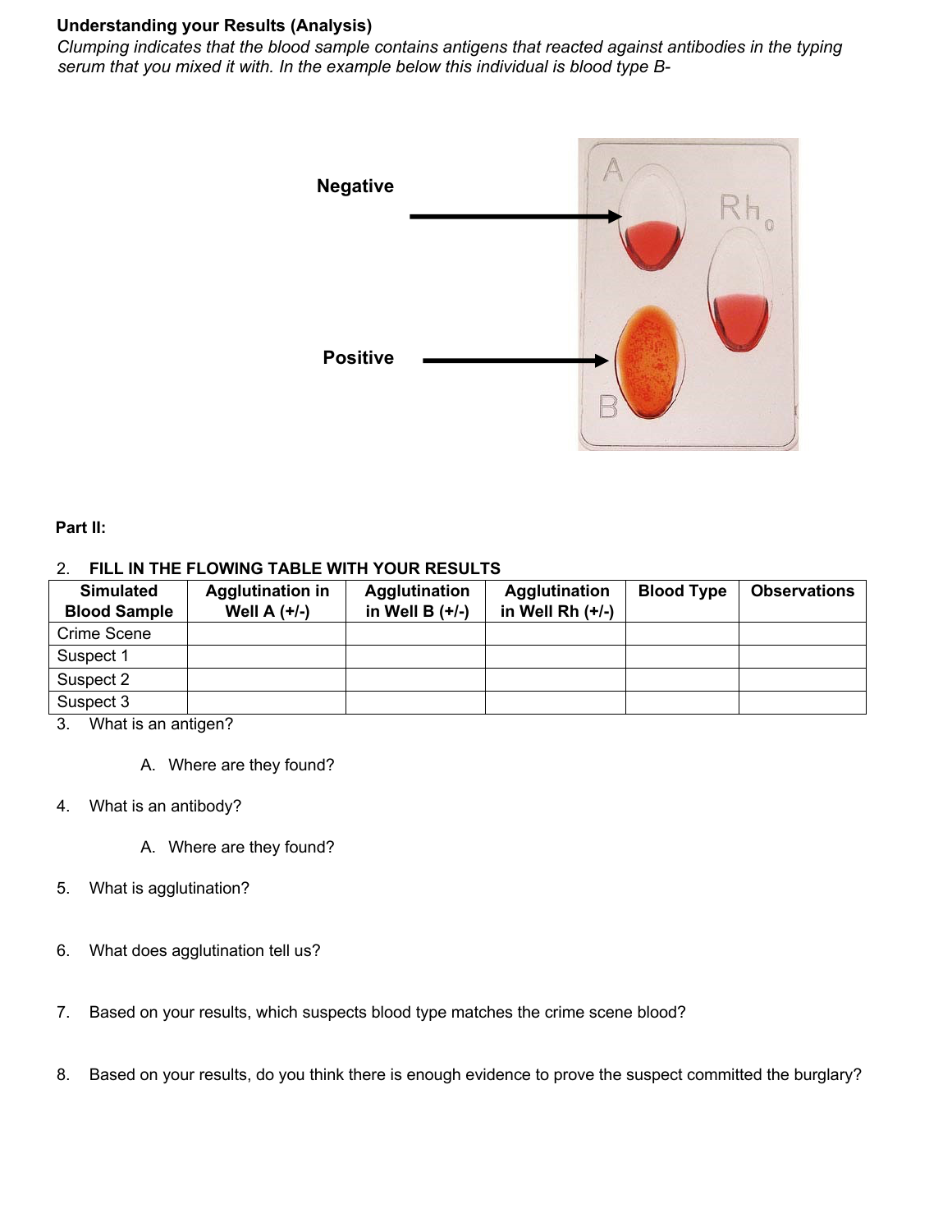**Understanding your Results (Analysis)**

*Clumping indicates that the blood sample contains antigens that reacted against antibodies in the typing serum that you mixed it with. In the example below this individual is blood type B-*

Negative

Positive

**Part II:**

2. **FILL IN THE FLOWING TABLE WITH YOUR RESULTS**

| Simulated Blood Sample | Agglutination in Well A (+/-) | Agglutination in Well B (+/-) | Agglutination in Well Rh (+/-) | Blood Type | Observations |
|---|---|---|---|---|---|
| Crime Scene | | | | | |
| Suspect 1 | | | | | |
| Suspect 2 | | | | | |
| Suspect 3 | | | | | |

3. What is an antigen?

   A. Where are they found?

4. What is an antibody?

   A. Where are they found?

5. What is agglutination?

6. What does agglutination tell us?

7. Based on your results, which suspects blood type matches the crime scene blood?

8. Based on your results, do you think there is enough evidence to prove the suspect committed the burglary?